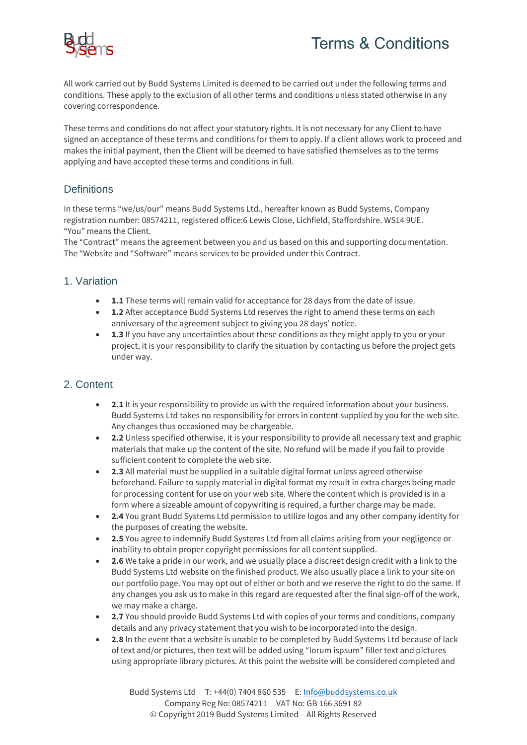# Terms & Conditions

All work carried out by Budd Systems Limited is deemed to be carried out under the following terms and conditions. These apply to the exclusion of all other terms and conditions unless stated otherwise in any covering correspondence.

These terms and conditions do not affect your statutory rights. It is not necessary for any Client to have signed an acceptance of these terms and conditions for them to apply. If a client allows work to proceed and makes the initial payment, then the Client will be deemed to have satisfied themselves as to the terms applying and have accepted these terms and conditions in full.

## Definitions

In these terms “we/us/our” means Budd Systems Ltd., hereafter known as Budd Systems, Company registration number: 08574211, registered office:6 Lewis Close, Lichfield, Staffordshire. WS14 9UE.
“You” means the Client.
The “Contract” means the agreement between you and us based on this and supporting documentation.
The “Website and “Software” means services to be provided under this Contract.

## 1. Variation

- **1.1** These terms will remain valid for acceptance for 28 days from the date of issue.
- **1.2** After acceptance Budd Systems Ltd reserves the right to amend these terms on each anniversary of the agreement subject to giving you 28 days’ notice.
- **1.3** If you have any uncertainties about these conditions as they might apply to you or your project, it is your responsibility to clarify the situation by contacting us before the project gets under way.

## 2. Content

- **2.1** It is your responsibility to provide us with the required information about your business. Budd Systems Ltd takes no responsibility for errors in content supplied by you for the web site. Any changes thus occasioned may be chargeable.
- **2.2** Unless specified otherwise, it is your responsibility to provide all necessary text and graphic materials that make up the content of the site. No refund will be made if you fail to provide sufficient content to complete the web site.
- **2.3** All material must be supplied in a suitable digital format unless agreed otherwise beforehand. Failure to supply material in digital format my result in extra charges being made for processing content for use on your web site. Where the content which is provided is in a form where a sizeable amount of copywriting is required, a further charge may be made.
- **2.4** You grant Budd Systems Ltd permission to utilize logos and any other company identity for the purposes of creating the website.
- **2.5** You agree to indemnify Budd Systems Ltd from all claims arising from your negligence or inability to obtain proper copyright permissions for all content supplied.
- **2.6** We take a pride in our work, and we usually place a discreet design credit with a link to the Budd Systems Ltd website on the finished product. We also usually place a link to your site on our portfolio page. You may opt out of either or both and we reserve the right to do the same. If any changes you ask us to make in this regard are requested after the final sign-off of the work, we may make a charge.
- **2.7** You should provide Budd Systems Ltd with copies of your terms and conditions, company details and any privacy statement that you wish to be incorporated into the design.
- **2.8** In the event that a website is unable to be completed by Budd Systems Ltd because of lack of text and/or pictures, then text will be added using “lorum ispsum” filler text and pictures using appropriate library pictures. At this point the website will be considered completed and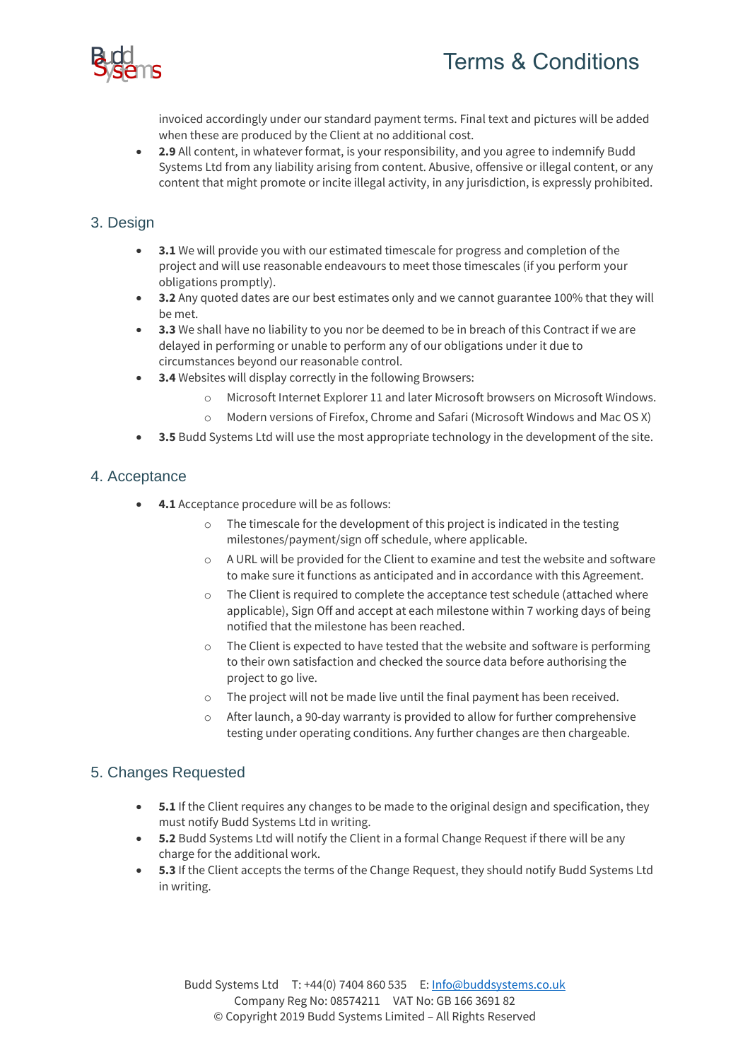invoiced accordingly under our standard payment terms. Final text and pictures will be added when these are produced by the Client at no additional cost.

- **2.9** All content, in whatever format, is your responsibility, and you agree to indemnify Budd Systems Ltd from any liability arising from content. Abusive, offensive or illegal content, or any content that might promote or incite illegal activity, in any jurisdiction, is expressly prohibited.

## 3. Design

- **3.1** We will provide you with our estimated timescale for progress and completion of the project and will use reasonable endeavours to meet those timescales (if you perform your obligations promptly).
- **3.2** Any quoted dates are our best estimates only and we cannot guarantee 100% that they will be met.
- **3.3** We shall have no liability to you nor be deemed to be in breach of this Contract if we are delayed in performing or unable to perform any of our obligations under it due to circumstances beyond our reasonable control.
- **3.4** Websites will display correctly in the following Browsers:
  - Microsoft Internet Explorer 11 and later Microsoft browsers on Microsoft Windows.
  - Modern versions of Firefox, Chrome and Safari (Microsoft Windows and Mac OS X)
- **3.5** Budd Systems Ltd will use the most appropriate technology in the development of the site.

## 4. Acceptance

- **4.1** Acceptance procedure will be as follows:
  - The timescale for the development of this project is indicated in the testing milestones/payment/sign off schedule, where applicable.
  - A URL will be provided for the Client to examine and test the website and software to make sure it functions as anticipated and in accordance with this Agreement.
  - The Client is required to complete the acceptance test schedule (attached where applicable), Sign Off and accept at each milestone within 7 working days of being notified that the milestone has been reached.
  - The Client is expected to have tested that the website and software is performing to their own satisfaction and checked the source data before authorising the project to go live.
  - The project will not be made live until the final payment has been received.
  - After launch, a 90-day warranty is provided to allow for further comprehensive testing under operating conditions. Any further changes are then chargeable.

## 5. Changes Requested

- **5.1** If the Client requires any changes to be made to the original design and specification, they must notify Budd Systems Ltd in writing.
- **5.2** Budd Systems Ltd will notify the Client in a formal Change Request if there will be any charge for the additional work.
- **5.3** If the Client accepts the terms of the Change Request, they should notify Budd Systems Ltd in writing.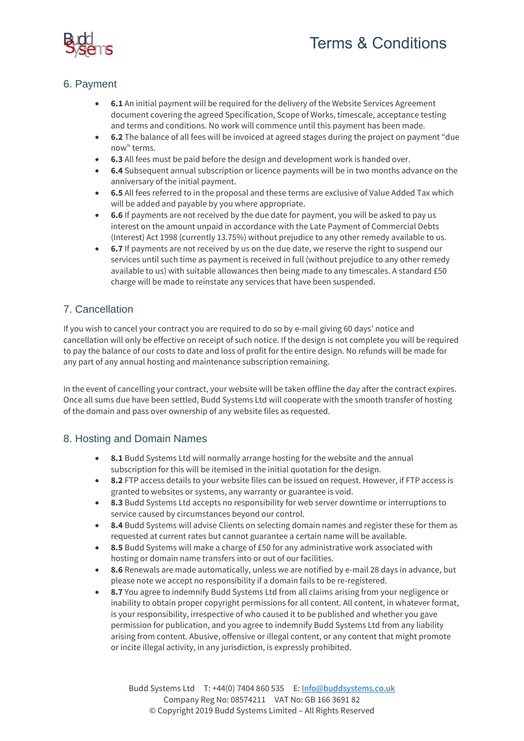## 6. Payment

- **6.1** An initial payment will be required for the delivery of the Website Services Agreement document covering the agreed Specification, Scope of Works, timescale, acceptance testing and terms and conditions. No work will commence until this payment has been made.
- **6.2** The balance of all fees will be invoiced at agreed stages during the project on payment "due now" terms.
- **6.3** All fees must be paid before the design and development work is handed over.
- **6.4** Subsequent annual subscription or licence payments will be in two months advance on the anniversary of the initial payment.
- **6.5** All fees referred to in the proposal and these terms are exclusive of Value Added Tax which will be added and payable by you where appropriate.
- **6.6** If payments are not received by the due date for payment, you will be asked to pay us interest on the amount unpaid in accordance with the Late Payment of Commercial Debts (Interest) Act 1998 (currently 13.75%) without prejudice to any other remedy available to us.
- **6.7** If payments are not received by us on the due date, we reserve the right to suspend our services until such time as payment is received in full (without prejudice to any other remedy available to us) with suitable allowances then being made to any timescales. A standard £50 charge will be made to reinstate any services that have been suspended.

## 7. Cancellation

If you wish to cancel your contract you are required to do so by e-mail giving 60 days' notice and cancellation will only be effective on receipt of such notice. If the design is not complete you will be required to pay the balance of our costs to date and loss of profit for the entire design. No refunds will be made for any part of any annual hosting and maintenance subscription remaining.

In the event of cancelling your contract, your website will be taken offline the day after the contract expires. Once all sums due have been settled, Budd Systems Ltd will cooperate with the smooth transfer of hosting of the domain and pass over ownership of any website files as requested.

## 8. Hosting and Domain Names

- **8.1** Budd Systems Ltd will normally arrange hosting for the website and the annual subscription for this will be itemised in the initial quotation for the design.
- **8.2** FTP access details to your website files can be issued on request. However, if FTP access is granted to websites or systems, any warranty or guarantee is void.
- **8.3** Budd Systems Ltd accepts no responsibility for web server downtime or interruptions to service caused by circumstances beyond our control.
- **8.4** Budd Systems will advise Clients on selecting domain names and register these for them as requested at current rates but cannot guarantee a certain name will be available.
- **8.5** Budd Systems will make a charge of £50 for any administrative work associated with hosting or domain name transfers into or out of our facilities.
- **8.6** Renewals are made automatically, unless we are notified by e-mail 28 days in advance, but please note we accept no responsibility if a domain fails to be re-registered.
- **8.7** You agree to indemnify Budd Systems Ltd from all claims arising from your negligence or inability to obtain proper copyright permissions for all content. All content, in whatever format, is your responsibility, irrespective of who caused it to be published and whether you gave permission for publication, and you agree to indemnify Budd Systems Ltd from any liability arising from content. Abusive, offensive or illegal content, or any content that might promote or incite illegal activity, in any jurisdiction, is expressly prohibited.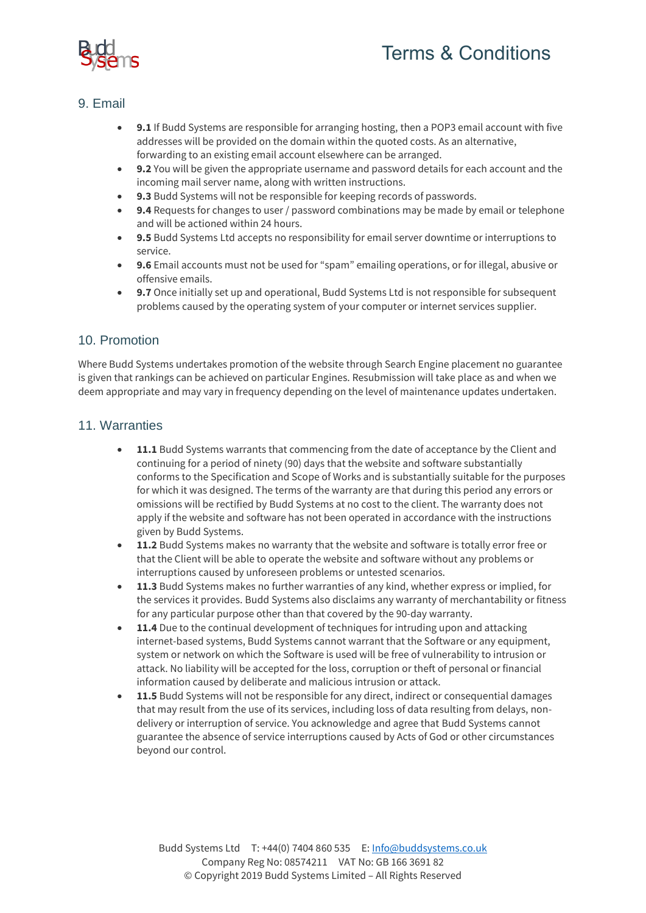## 9. Email

- **9.1** If Budd Systems are responsible for arranging hosting, then a POP3 email account with five addresses will be provided on the domain within the quoted costs. As an alternative, forwarding to an existing email account elsewhere can be arranged.
- **9.2** You will be given the appropriate username and password details for each account and the incoming mail server name, along with written instructions.
- **9.3** Budd Systems will not be responsible for keeping records of passwords.
- **9.4** Requests for changes to user / password combinations may be made by email or telephone and will be actioned within 24 hours.
- **9.5** Budd Systems Ltd accepts no responsibility for email server downtime or interruptions to service.
- **9.6** Email accounts must not be used for "spam" emailing operations, or for illegal, abusive or offensive emails.
- **9.7** Once initially set up and operational, Budd Systems Ltd is not responsible for subsequent problems caused by the operating system of your computer or internet services supplier.

## 10. Promotion

Where Budd Systems undertakes promotion of the website through Search Engine placement no guarantee is given that rankings can be achieved on particular Engines. Resubmission will take place as and when we deem appropriate and may vary in frequency depending on the level of maintenance updates undertaken.

## 11. Warranties

- **11.1** Budd Systems warrants that commencing from the date of acceptance by the Client and continuing for a period of ninety (90) days that the website and software substantially conforms to the Specification and Scope of Works and is substantially suitable for the purposes for which it was designed. The terms of the warranty are that during this period any errors or omissions will be rectified by Budd Systems at no cost to the client. The warranty does not apply if the website and software has not been operated in accordance with the instructions given by Budd Systems.
- **11.2** Budd Systems makes no warranty that the website and software is totally error free or that the Client will be able to operate the website and software without any problems or interruptions caused by unforeseen problems or untested scenarios.
- **11.3** Budd Systems makes no further warranties of any kind, whether express or implied, for the services it provides. Budd Systems also disclaims any warranty of merchantability or fitness for any particular purpose other than that covered by the 90-day warranty.
- **11.4** Due to the continual development of techniques for intruding upon and attacking internet-based systems, Budd Systems cannot warrant that the Software or any equipment, system or network on which the Software is used will be free of vulnerability to intrusion or attack. No liability will be accepted for the loss, corruption or theft of personal or financial information caused by deliberate and malicious intrusion or attack.
- **11.5** Budd Systems will not be responsible for any direct, indirect or consequential damages that may result from the use of its services, including loss of data resulting from delays, non-delivery or interruption of service. You acknowledge and agree that Budd Systems cannot guarantee the absence of service interruptions caused by Acts of God or other circumstances beyond our control.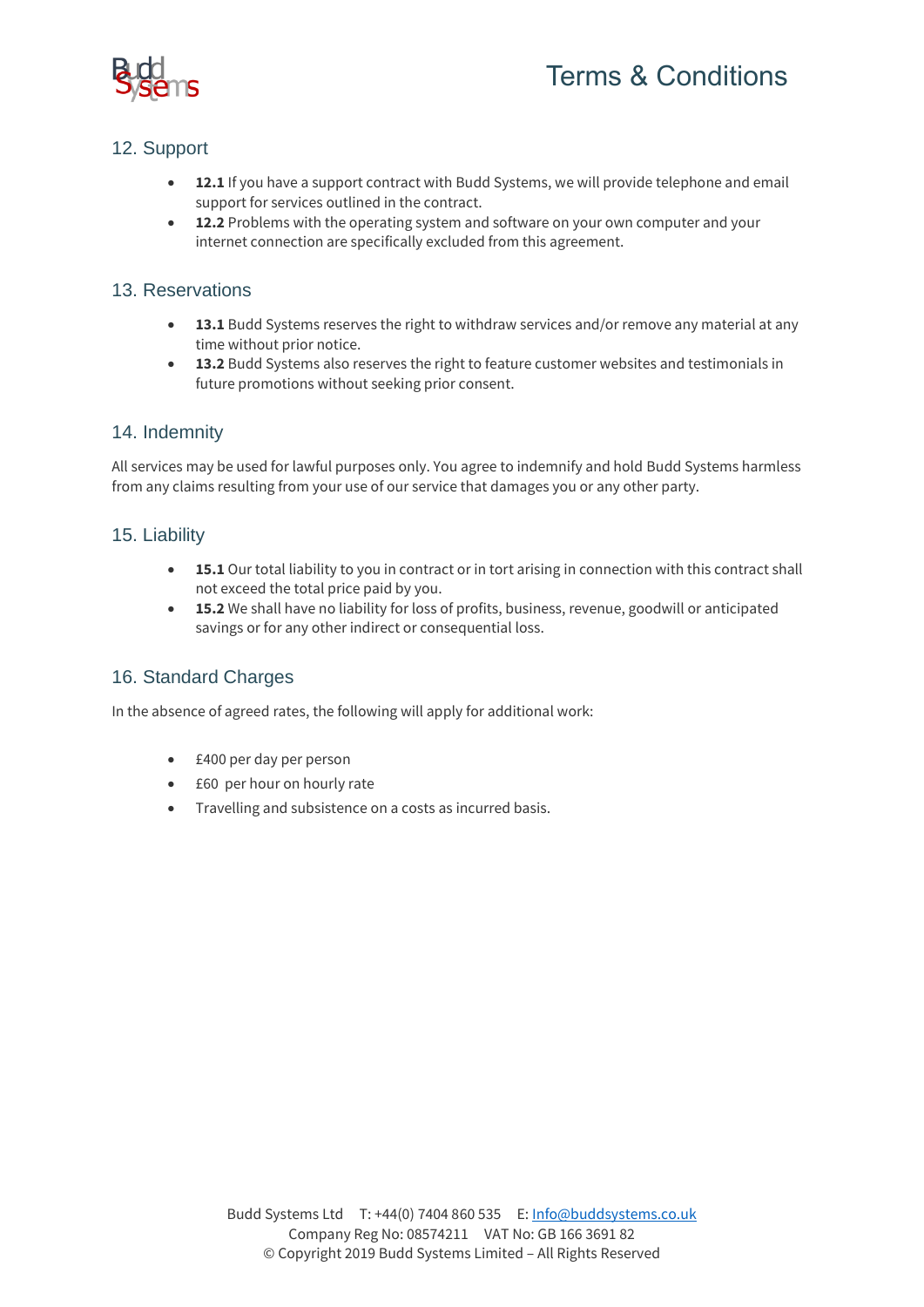## 12. Support

- **12.1** If you have a support contract with Budd Systems, we will provide telephone and email support for services outlined in the contract.
- **12.2** Problems with the operating system and software on your own computer and your internet connection are specifically excluded from this agreement.

## 13. Reservations

- **13.1** Budd Systems reserves the right to withdraw services and/or remove any material at any time without prior notice.
- **13.2** Budd Systems also reserves the right to feature customer websites and testimonials in future promotions without seeking prior consent.

## 14. Indemnity

All services may be used for lawful purposes only. You agree to indemnify and hold Budd Systems harmless from any claims resulting from your use of our service that damages you or any other party.

## 15. Liability

- **15.1** Our total liability to you in contract or in tort arising in connection with this contract shall not exceed the total price paid by you.
- **15.2** We shall have no liability for loss of profits, business, revenue, goodwill or anticipated savings or for any other indirect or consequential loss.

## 16. Standard Charges

In the absence of agreed rates, the following will apply for additional work:

- £400 per day per person
- £60 per hour on hourly rate
- Travelling and subsistence on a costs as incurred basis.